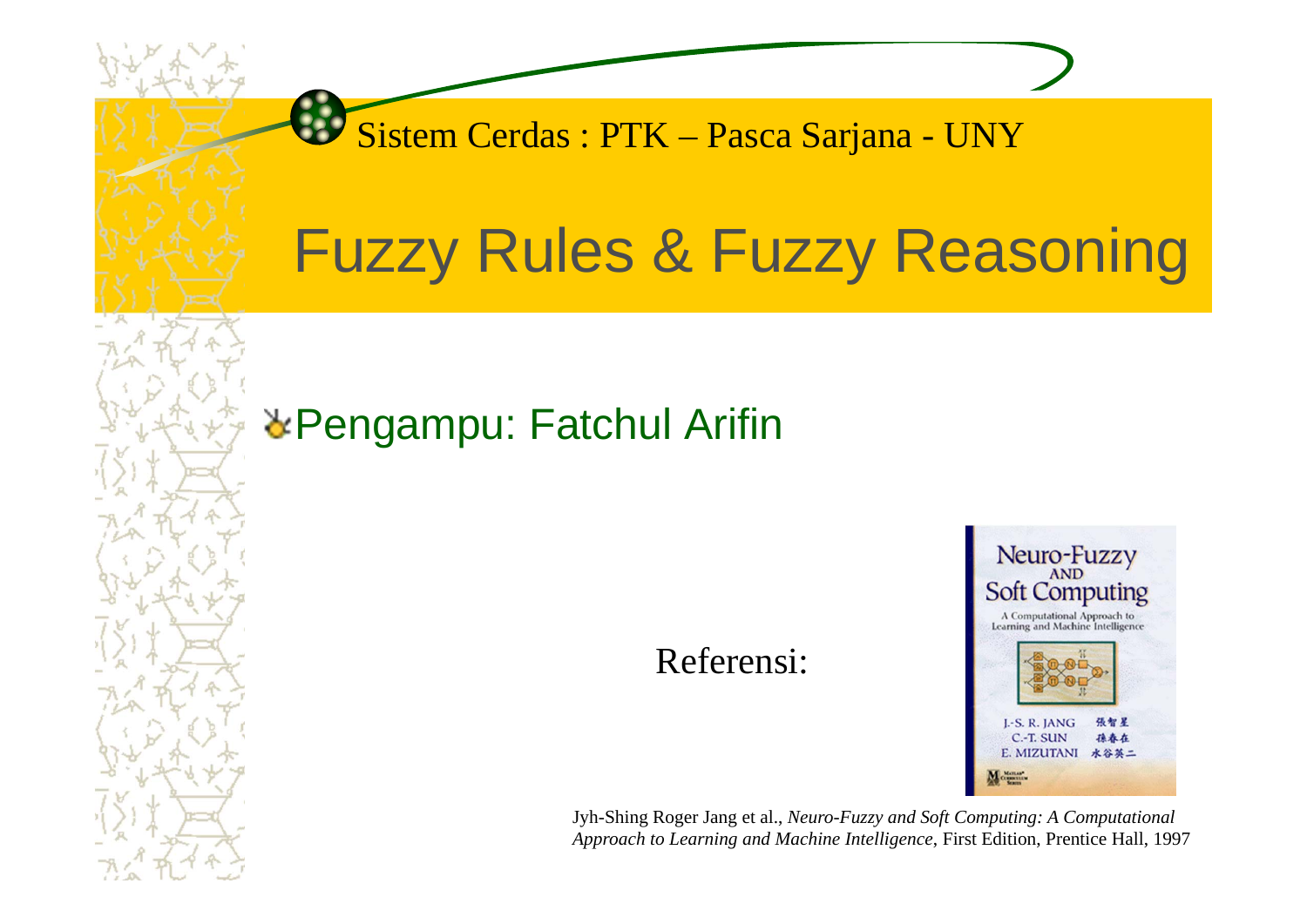Sistem Cerdas : PTK – Pasca Sarjana - UNY

# Fuzzy Rules & Fuzzy Reasoning

- Pengampu: Fatchul Arifin

Referensi:

Jyh-Shing Roger Jang et al., *Neuro-Fuzzy and Soft Computing: A Computational Approach to Learning and Machine Intelligence*, First Edition, Prentice Hall, 1997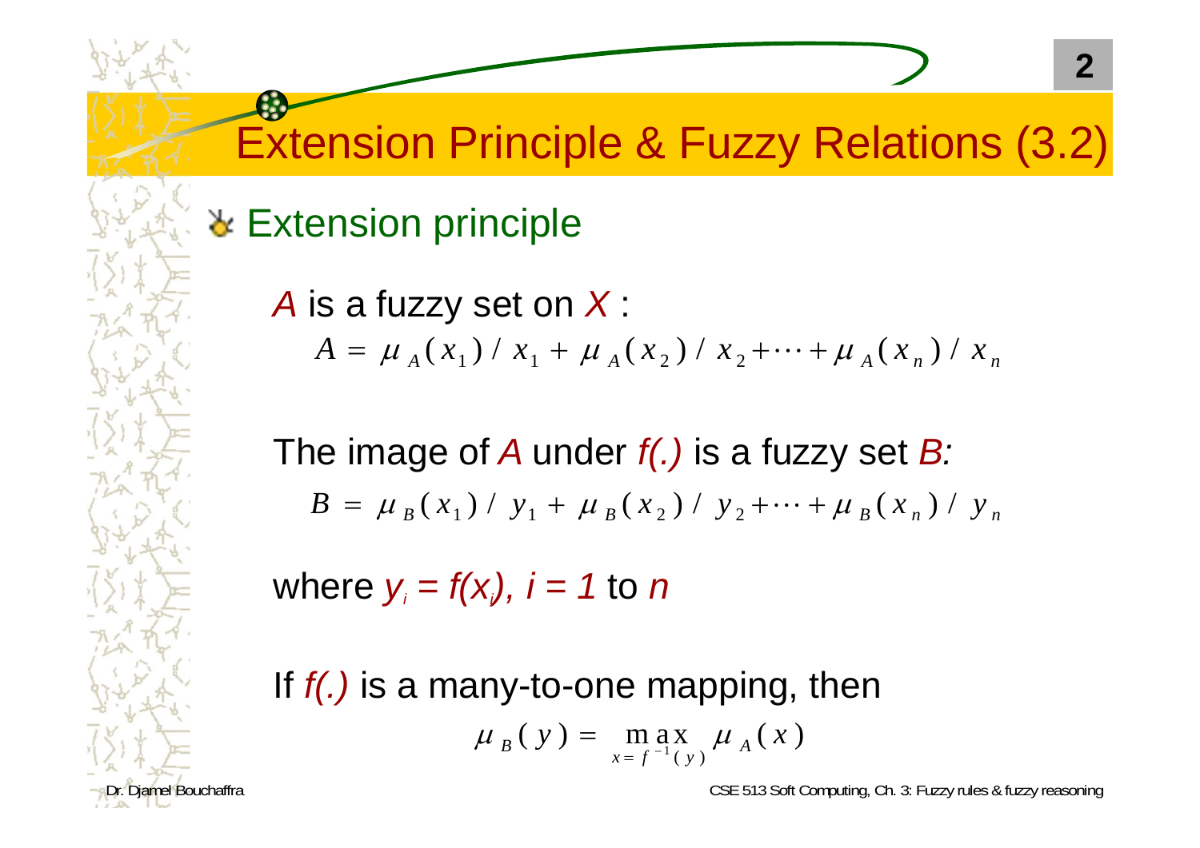# Extension Principle & Fuzzy Relations (3.2)

- Extension principle

  $A$ is a fuzzy set on $X$ :

  $$A = \mu_A(x_1) / x_1 + \mu_A(x_2) / x_2 + \cdots + \mu_A(x_n) / x_n$$

  The image of $A$ under $f(.)$ is a fuzzy set $B$:

  $$B = \mu_B(x_1) / y_1 + \mu_B(x_2) / y_2 + \cdots + \mu_B(x_n) / y_n$$

  where $y_i = f(x_i)$, $i = 1$ to $n$

  If $f(.)$ is a many-to-one mapping, then

  $$\mu_B(y) = \max_{x = f^{-1}(y)} \mu_A(x)$$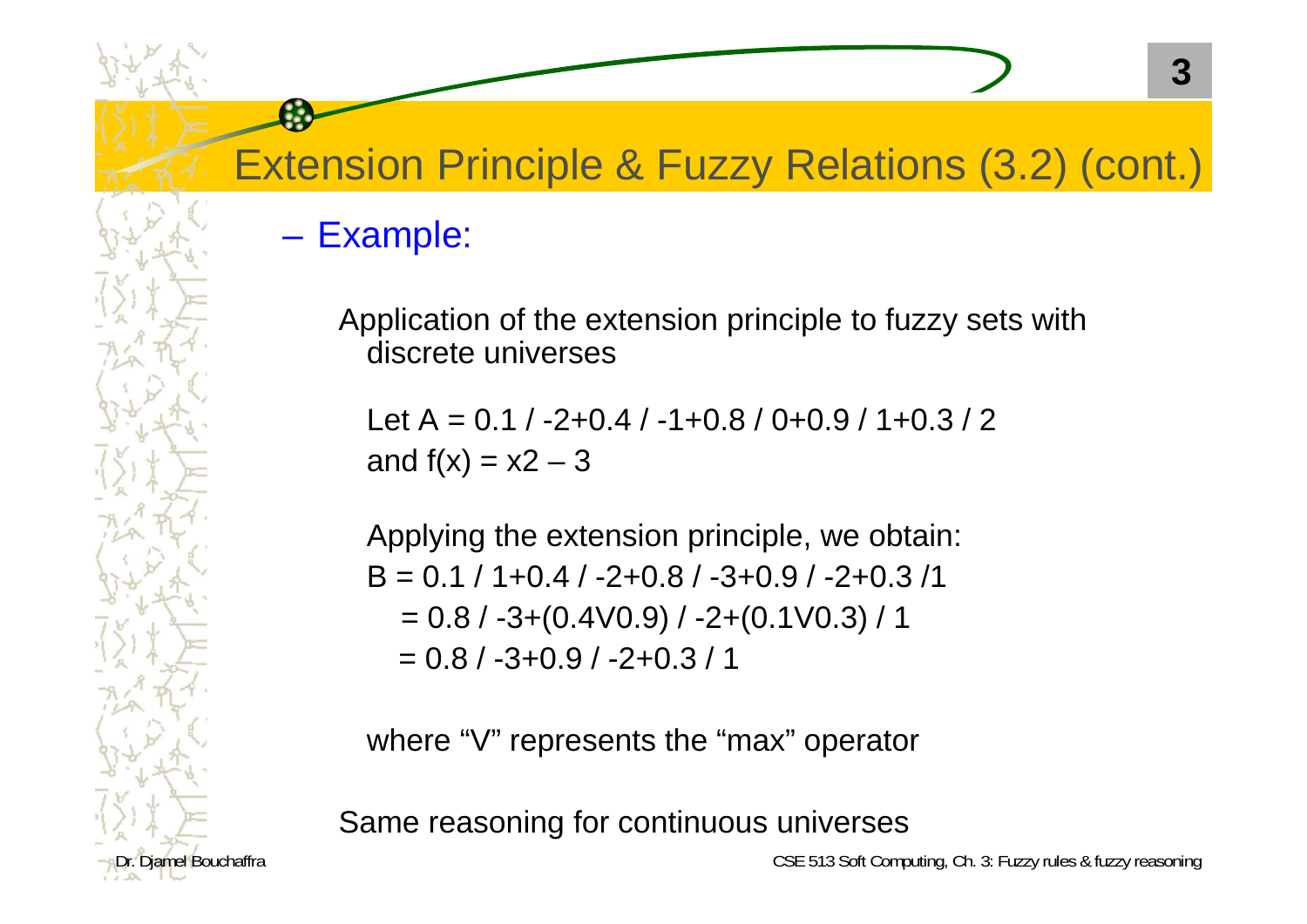# Extension Principle & Fuzzy Relations (3.2) (cont.)

– Example:

Application of the extension principle to fuzzy sets with discrete universes

Let A = 0.1 / -2+0.4 / -1+0.8 / 0+0.9 / 1+0.3 / 2
and f(x) = x2 – 3

Applying the extension principle, we obtain:
B = 0.1 / 1+0.4 / -2+0.8 / -3+0.9 / -2+0.3 /1
= 0.8 / -3+(0.4V0.9) / -2+(0.1V0.3) / 1
= 0.8 / -3+0.9 / -2+0.3 / 1

where "V" represents the "max" operator

Same reasoning for continuous universes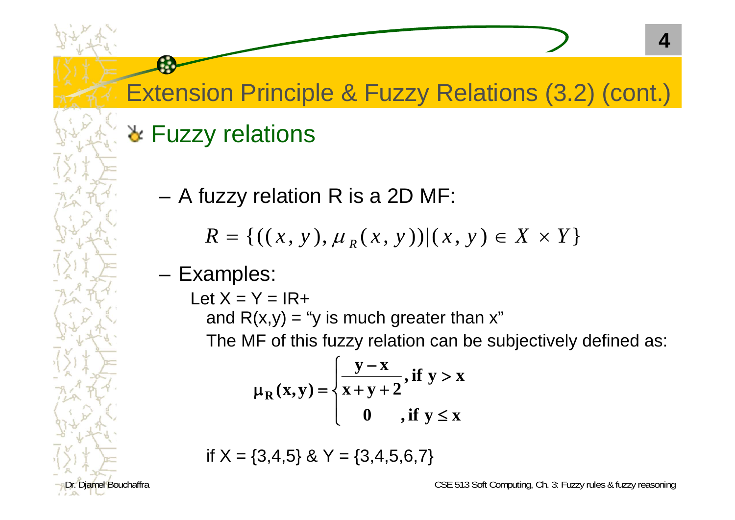# Extension Principle & Fuzzy Relations (3.2) (cont.)

## Fuzzy relations

- A fuzzy relation R is a 2D MF:

$$R = \{((x, y), \mu_R(x, y)) | (x, y) \in X \times Y\}$$

- Examples:

  Let X = Y = IR+

  and R(x,y) = “y is much greater than x”

  The MF of this fuzzy relation can be subjectively defined as:

$$\mu_R(x, y) = \begin{cases} \dfrac{y - x}{x + y + 2}, & \text{if } y > x \\ 0 & , \text{if } y \leq x \end{cases}$$

  if X = {3,4,5} & Y = {3,4,5,6,7}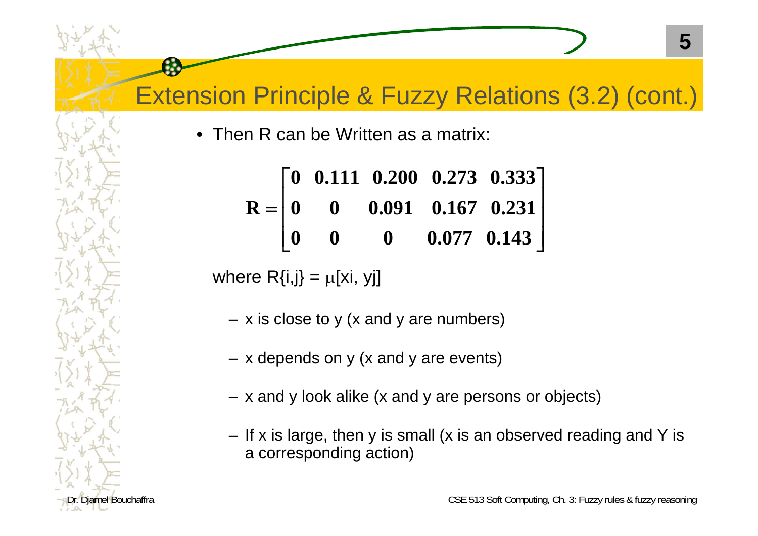# Extension Principle & Fuzzy Relations (3.2) (cont.)

- Then R can be Written as a matrix:

$$\mathbf{R} = \begin{bmatrix} \mathbf{0} & \mathbf{0.111} & \mathbf{0.200} & \mathbf{0.273} & \mathbf{0.333} \\ \mathbf{0} & \mathbf{0} & \mathbf{0.091} & \mathbf{0.167} & \mathbf{0.231} \\ \mathbf{0} & \mathbf{0} & \mathbf{0} & \mathbf{0.077} & \mathbf{0.143} \end{bmatrix}$$

where R{i,j} = $\mu$[xi, yj]

  - x is close to y (x and y are numbers)
  - x depends on y (x and y are events)
  - x and y look alike (x and y are persons or objects)
  - If x is large, then y is small (x is an observed reading and Y is a corresponding action)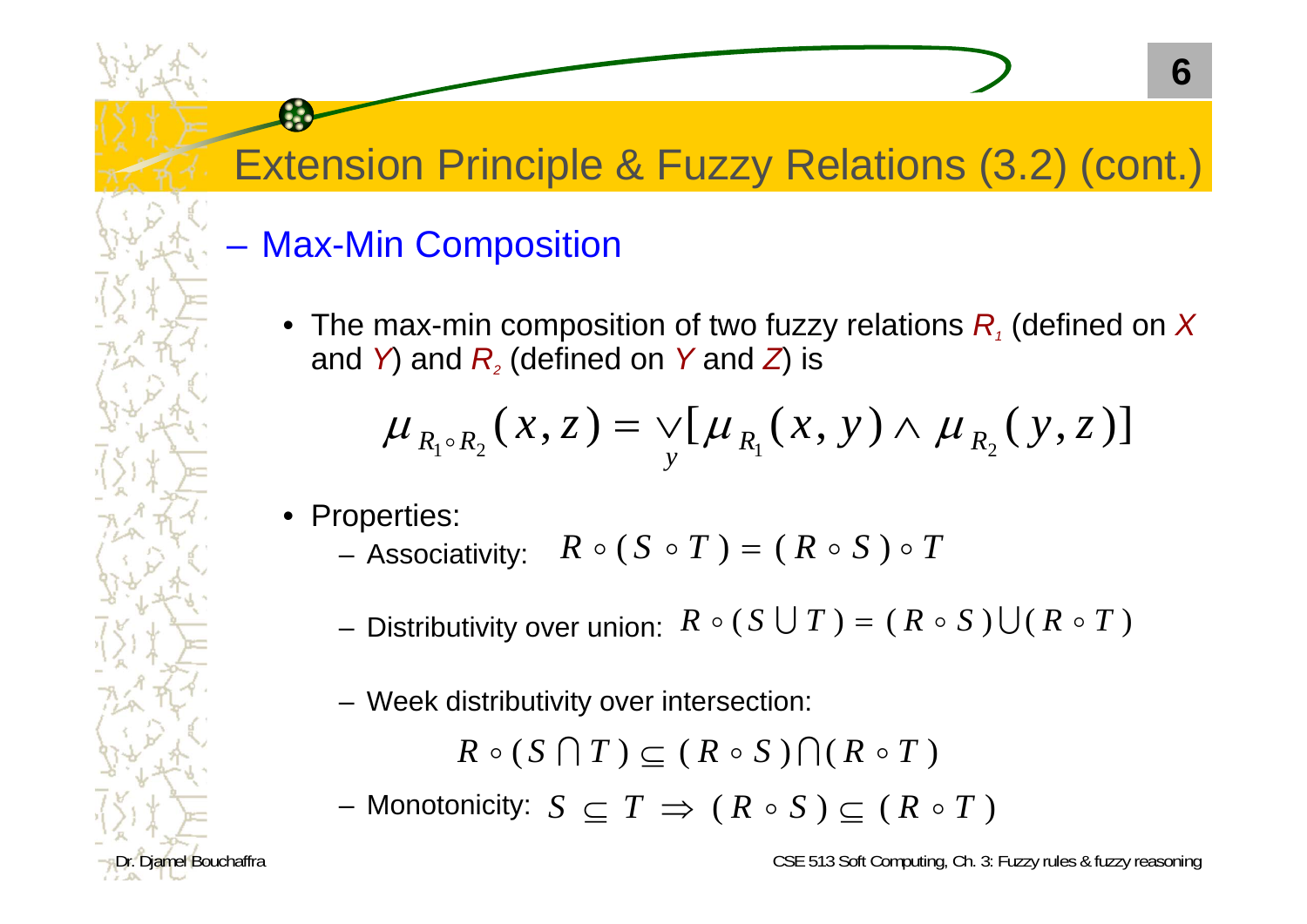# Extension Principle & Fuzzy Relations (3.2) (cont.)

## – Max-Min Composition

- The max-min composition of two fuzzy relations $R_1$ (defined on $X$ and $Y$) and $R_2$ (defined on $Y$ and $Z$) is

$$\mu_{R_1 \circ R_2}(x, z) = \vee_y [\mu_{R_1}(x, y) \wedge \mu_{R_2}(y, z)]$$

- Properties:
  - Associativity: $R \circ (S \circ T) = (R \circ S) \circ T$
  - Distributivity over union: $R \circ (S \bigcup T) = (R \circ S) \bigcup (R \circ T)$
  - Week distributivity over intersection:

    $$R \circ (S \bigcap T) \subseteq (R \circ S) \bigcap (R \circ T)$$

  - Monotonicity: $S \subseteq T \Rightarrow (R \circ S) \subseteq (R \circ T)$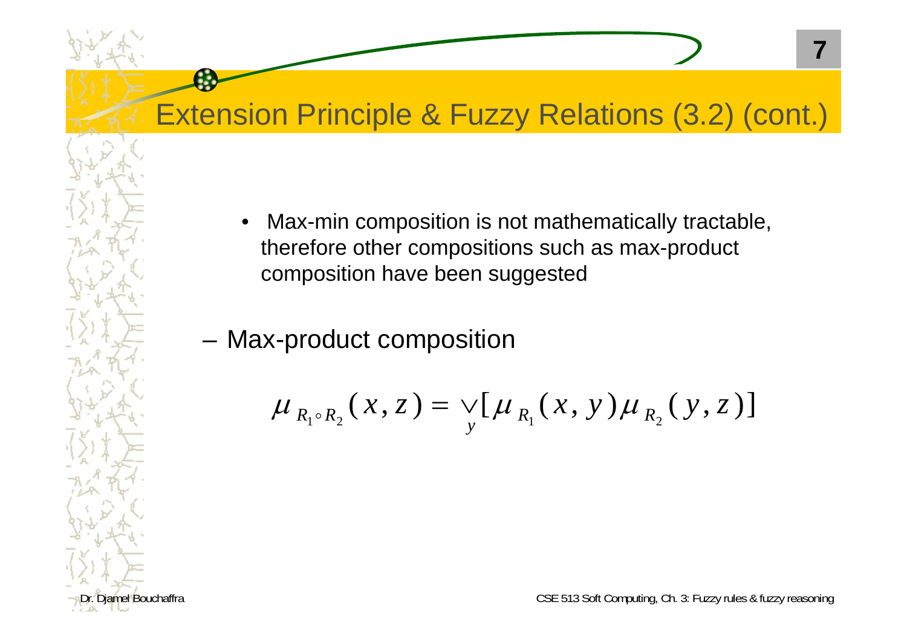# Extension Principle & Fuzzy Relations (3.2) (cont.)

- Max-min composition is not mathematically tractable, therefore other compositions such as max-product composition have been suggested

– Max-product composition

$$\mu_{R_1 \circ R_2}(x, z) = \vee_y [\mu_{R_1}(x, y)\mu_{R_2}(y, z)]$$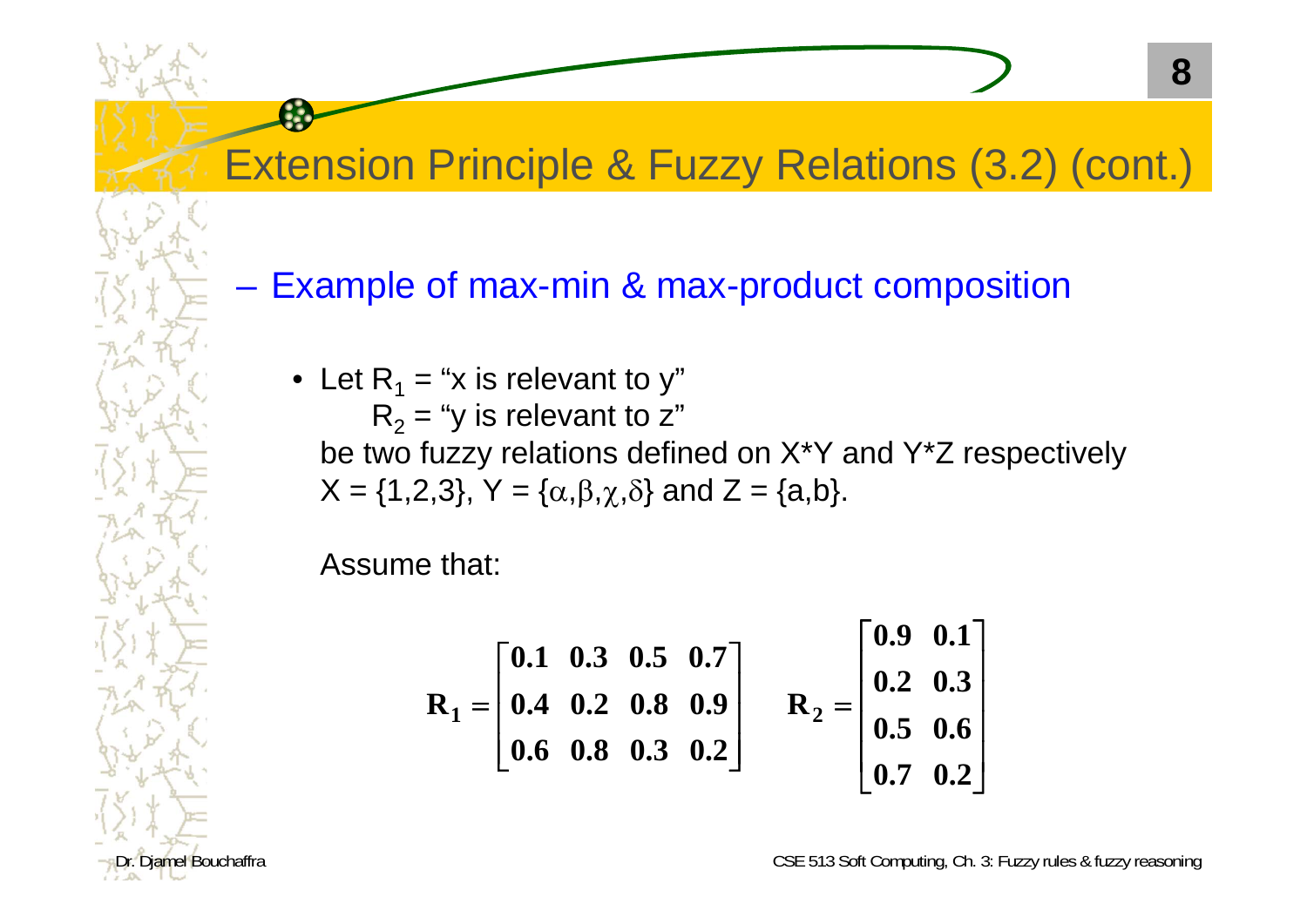# Extension Principle & Fuzzy Relations (3.2) (cont.)

– Example of max-min & max-product composition

- Let $R_1$ = "x is relevant to y"
  $R_2$ = "y is relevant to z"
  be two fuzzy relations defined on X*Y and Y*Z respectively
  $X = \{1,2,3\}$, $Y = \{\alpha,\beta,\chi,\delta\}$ and $Z = \{a,b\}$.

  Assume that:

$$\mathbf{R_1} = \begin{bmatrix} \mathbf{0.1} & \mathbf{0.3} & \mathbf{0.5} & \mathbf{0.7} \\ \mathbf{0.4} & \mathbf{0.2} & \mathbf{0.8} & \mathbf{0.9} \\ \mathbf{0.6} & \mathbf{0.8} & \mathbf{0.3} & \mathbf{0.2} \end{bmatrix} \qquad \mathbf{R_2} = \begin{bmatrix} \mathbf{0.9} & \mathbf{0.1} \\ \mathbf{0.2} & \mathbf{0.3} \\ \mathbf{0.5} & \mathbf{0.6} \\ \mathbf{0.7} & \mathbf{0.2} \end{bmatrix}$$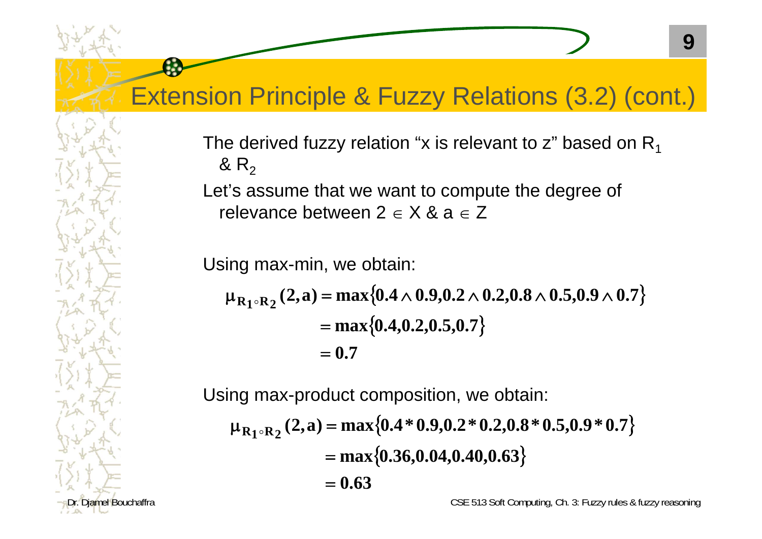# Extension Principle & Fuzzy Relations (3.2) (cont.)

The derived fuzzy relation "x is relevant to z" based on $R_1$ & $R_2$

Let's assume that we want to compute the degree of relevance between $2 \in X$ & $a \in Z$

Using max-min, we obtain:

$$
\begin{aligned}
\mu_{R_1 \circ R_2}(2, a) &= \max\{0.4 \wedge 0.9, 0.2 \wedge 0.2, 0.8 \wedge 0.5, 0.9 \wedge 0.7\} \\
&= \max\{0.4, 0.2, 0.5, 0.7\} \\
&= 0.7
\end{aligned}
$$

Using max-product composition, we obtain:

$$
\begin{aligned}
\mu_{R_1 \circ R_2}(2, a) &= \max\{0.4 * 0.9, 0.2 * 0.2, 0.8 * 0.5, 0.9 * 0.7\} \\
&= \max\{0.36, 0.04, 0.40, 0.63\} \\
&= 0.63
\end{aligned}
$$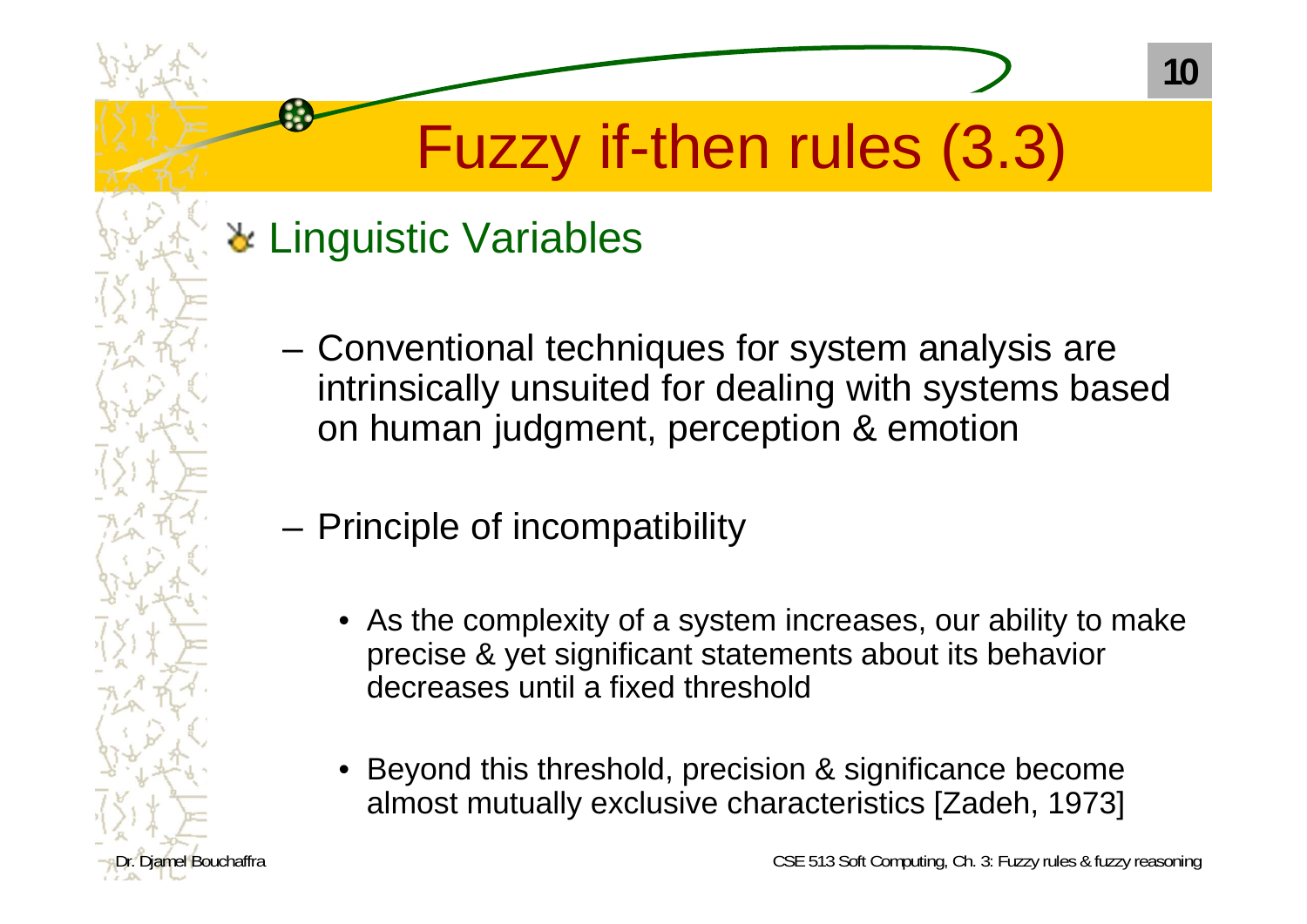# Fuzzy if-then rules (3.3)

## Linguistic Variables

- Conventional techniques for system analysis are intrinsically unsuited for dealing with systems based on human judgment, perception & emotion

- Principle of incompatibility

  - As the complexity of a system increases, our ability to make precise & yet significant statements about its behavior decreases until a fixed threshold

  - Beyond this threshold, precision & significance become almost mutually exclusive characteristics [Zadeh, 1973]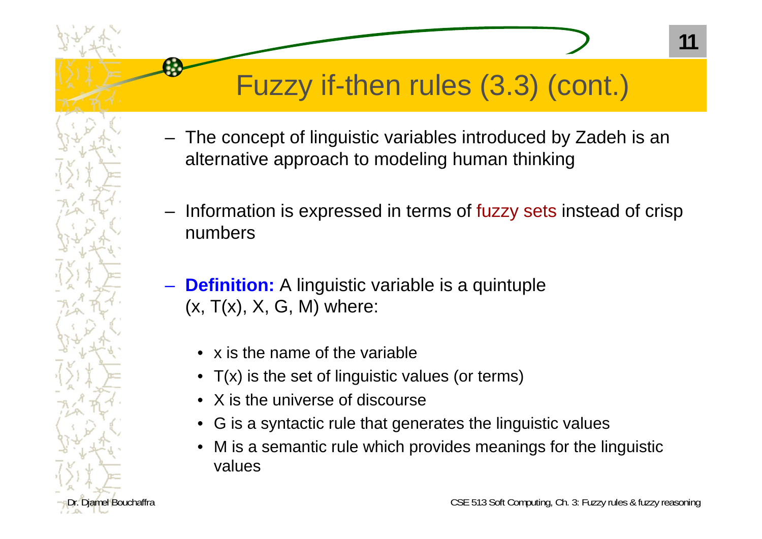# Fuzzy if-then rules (3.3) (cont.)

- The concept of linguistic variables introduced by Zadeh is an alternative approach to modeling human thinking

- Information is expressed in terms of fuzzy sets instead of crisp numbers

- **Definition:** A linguistic variable is a quintuple (x, T(x), X, G, M) where:

  - x is the name of the variable
  - T(x) is the set of linguistic values (or terms)
  - X is the universe of discourse
  - G is a syntactic rule that generates the linguistic values
  - M is a semantic rule which provides meanings for the linguistic values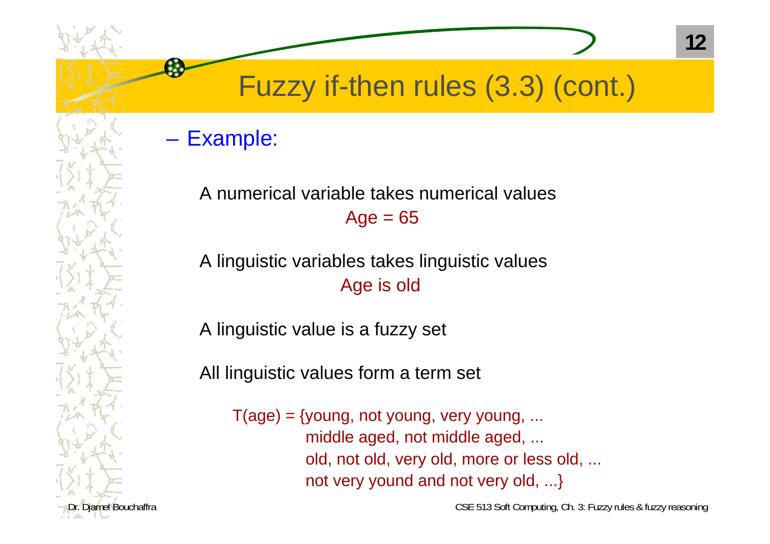# Fuzzy if-then rules (3.3) (cont.)

– Example:

A numerical variable takes numerical values

Age = 65

A linguistic variables takes linguistic values

Age is old

A linguistic value is a fuzzy set

All linguistic values form a term set

T(age) = {young, not young, very young, ...
middle aged, not middle aged, ...
old, not old, very old, more or less old, ...
not very yound and not very old, ...}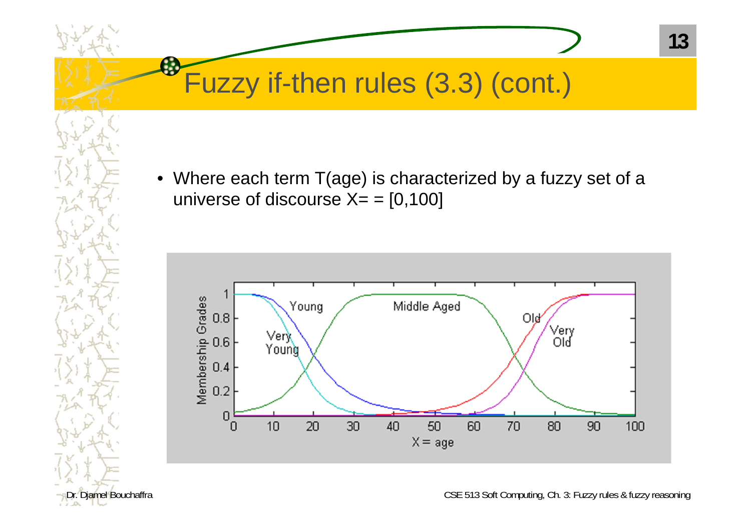# Fuzzy if-then rules (3.3) (cont.)

- Where each term T(age) is characterized by a fuzzy set of a universe of discourse X= = [0,100]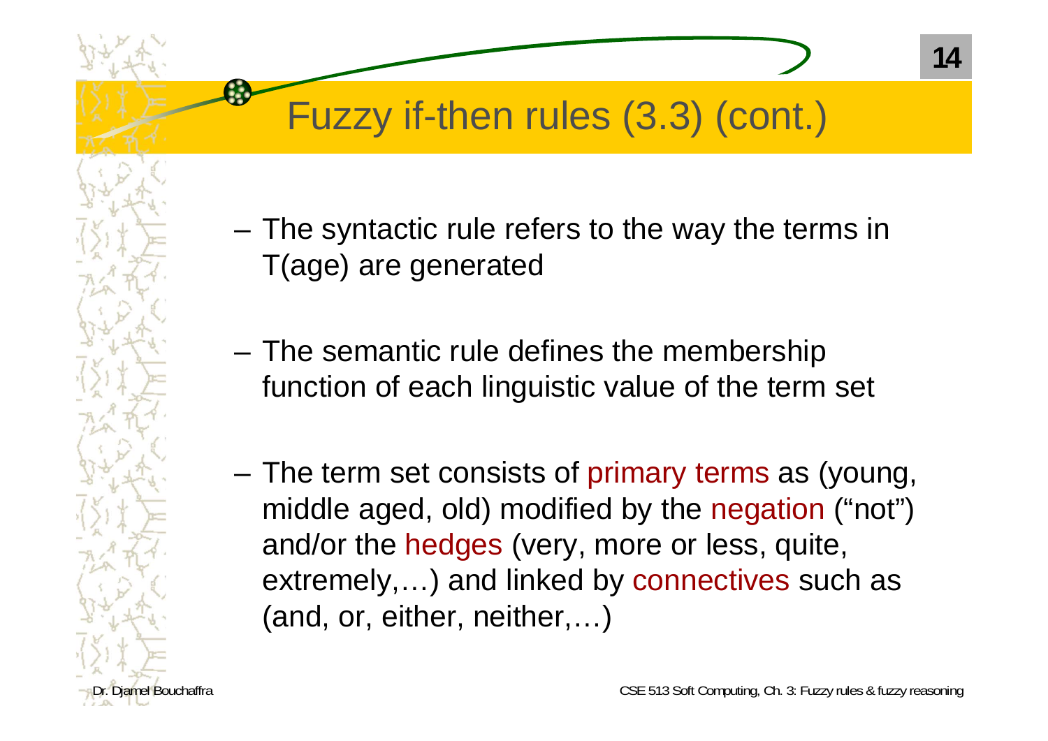# Fuzzy if-then rules (3.3) (cont.)

- The syntactic rule refers to the way the terms in T(age) are generated

- The semantic rule defines the membership function of each linguistic value of the term set

- The term set consists of primary terms as (young, middle aged, old) modified by the negation ("not") and/or the hedges (very, more or less, quite, extremely,…) and linked by connectives such as (and, or, either, neither,…)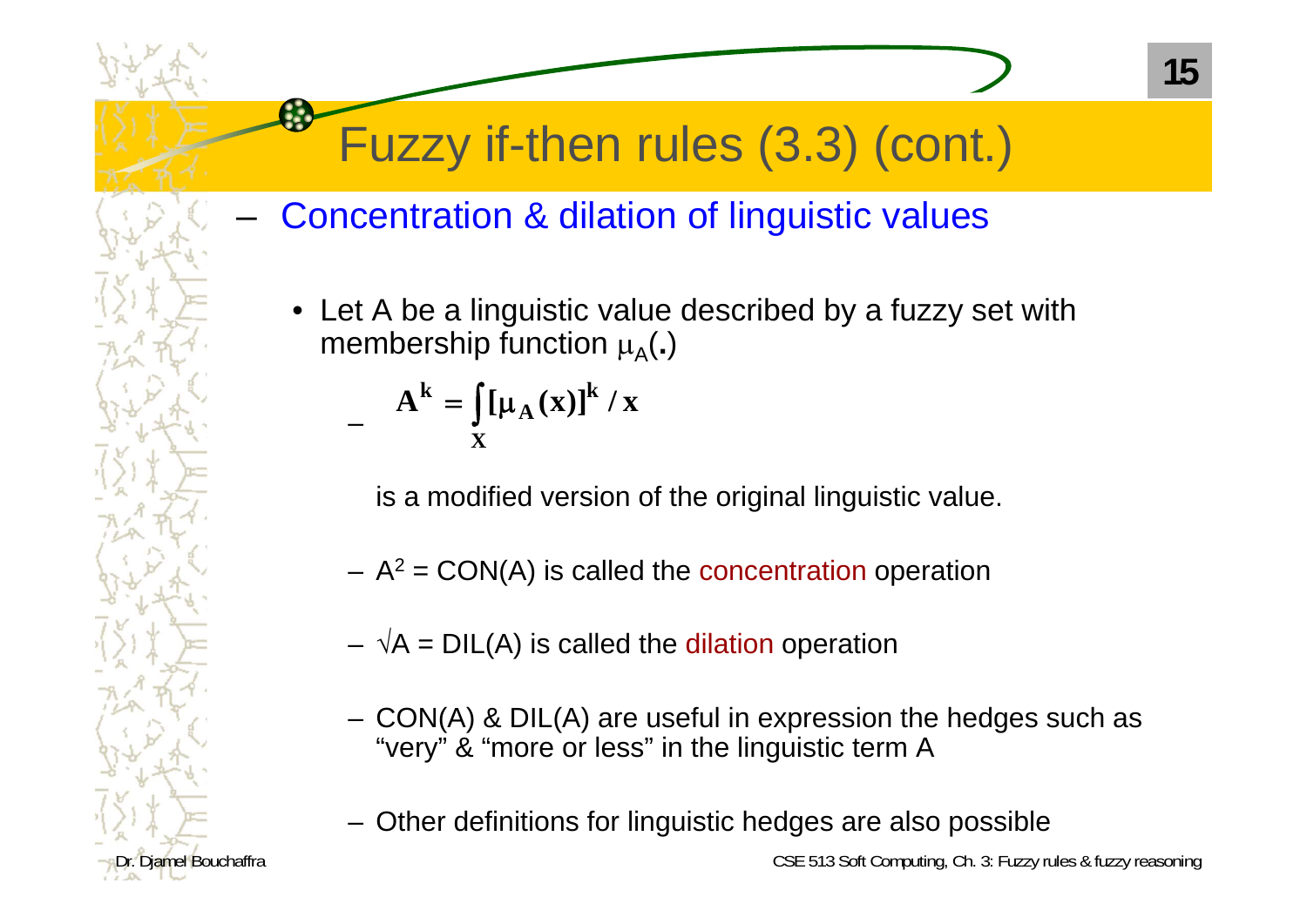# Fuzzy if-then rules (3.3) (cont.)

– Concentration & dilation of linguistic values

- Let A be a linguistic value described by a fuzzy set with membership function $\mu_A(.)$

  – $$A^k = \int_X [\mu_A(x)]^k / x$$

  is a modified version of the original linguistic value.

  – $A^2$ = CON(A) is called the concentration operation

  – $\sqrt{A}$ = DIL(A) is called the dilation operation

  – CON(A) & DIL(A) are useful in expression the hedges such as "very" & "more or less" in the linguistic term A

  – Other definitions for linguistic hedges are also possible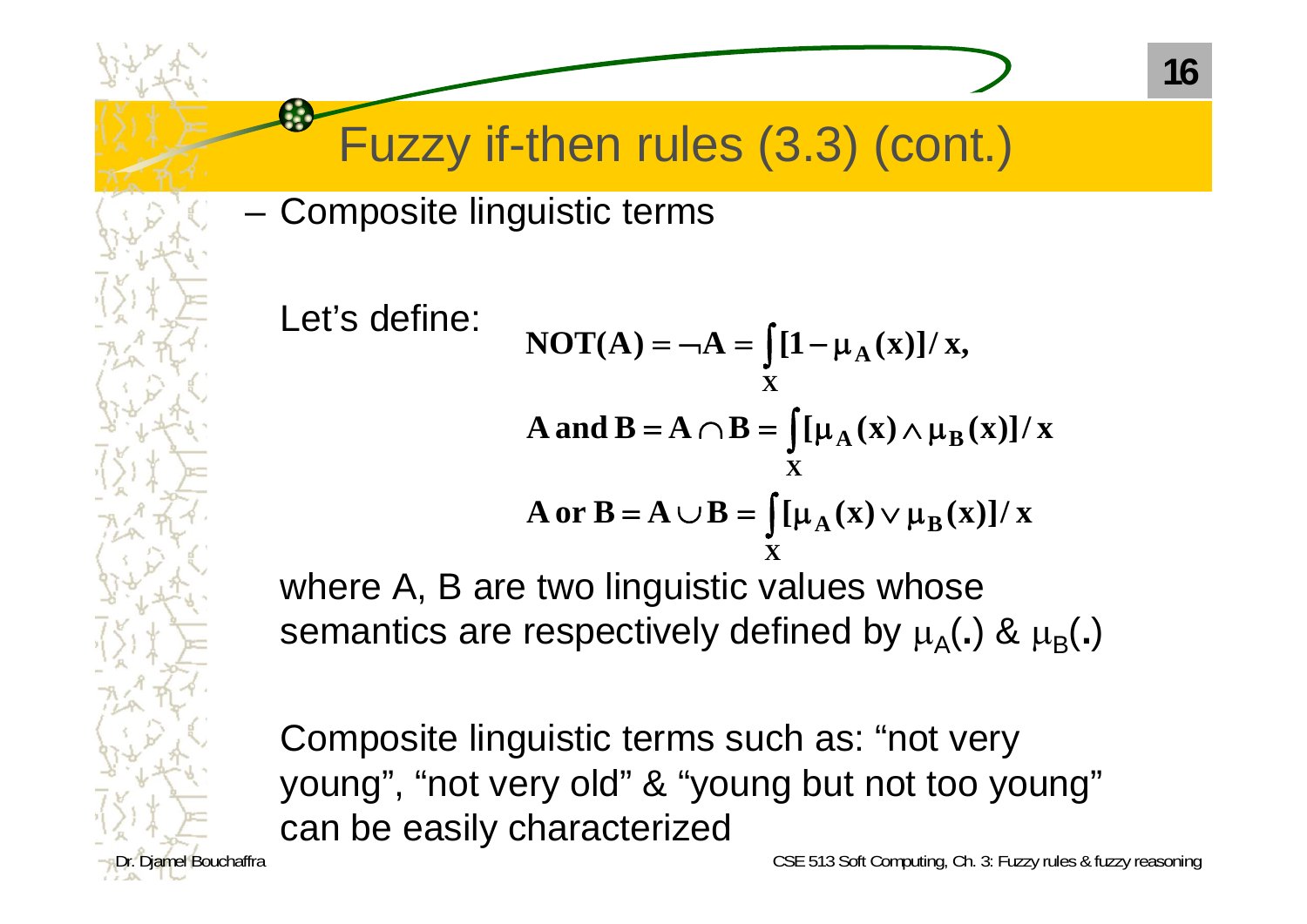# Fuzzy if-then rules (3.3) (cont.)

– Composite linguistic terms

Let's define:

$$\mathbf{NOT(A)} = \neg \mathbf{A} = \int_{\mathbf{X}} [\mathbf{1} - \mu_{\mathbf{A}}(\mathbf{x})] / \mathbf{x},$$

$$\mathbf{A\ and\ B} = \mathbf{A} \cap \mathbf{B} = \int_{\mathbf{X}} [\mu_{\mathbf{A}}(\mathbf{x}) \wedge \mu_{\mathbf{B}}(\mathbf{x})] / \mathbf{x}$$

$$\mathbf{A\ or\ B} = \mathbf{A} \cup \mathbf{B} = \int_{\mathbf{X}} [\mu_{\mathbf{A}}(\mathbf{x}) \vee \mu_{\mathbf{B}}(\mathbf{x})] / \mathbf{x}$$

where A, B are two linguistic values whose semantics are respectively defined by $\mu_A(.)$ & $\mu_B(.)$

Composite linguistic terms such as: "not very young", "not very old" & "young but not too young" can be easily characterized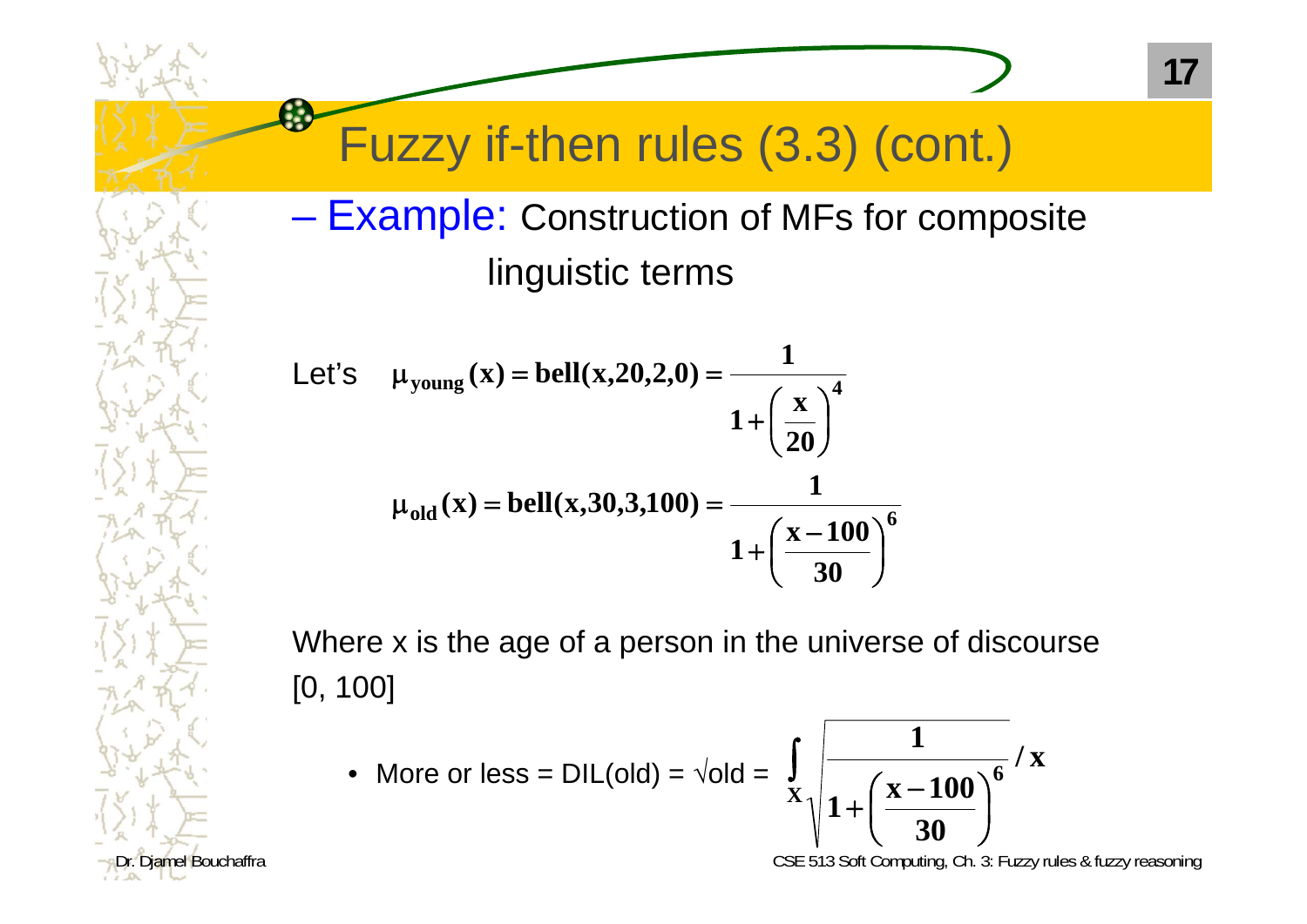# Fuzzy if-then rules (3.3) (cont.)

– Example: Construction of MFs for composite linguistic terms

Let's
$$\mu_{young}(x) = bell(x,20,2,0) = \frac{1}{1+\left(\frac{x}{20}\right)^4}$$

$$\mu_{old}(x) = bell(x,30,3,100) = \frac{1}{1+\left(\frac{x-100}{30}\right)^6}$$

Where x is the age of a person in the universe of discourse [0, 100]

- More or less = DIL(old) = √old = $\int_X \sqrt{\frac{1}{1+\left(\frac{x-100}{30}\right)^6}} \Big/ x$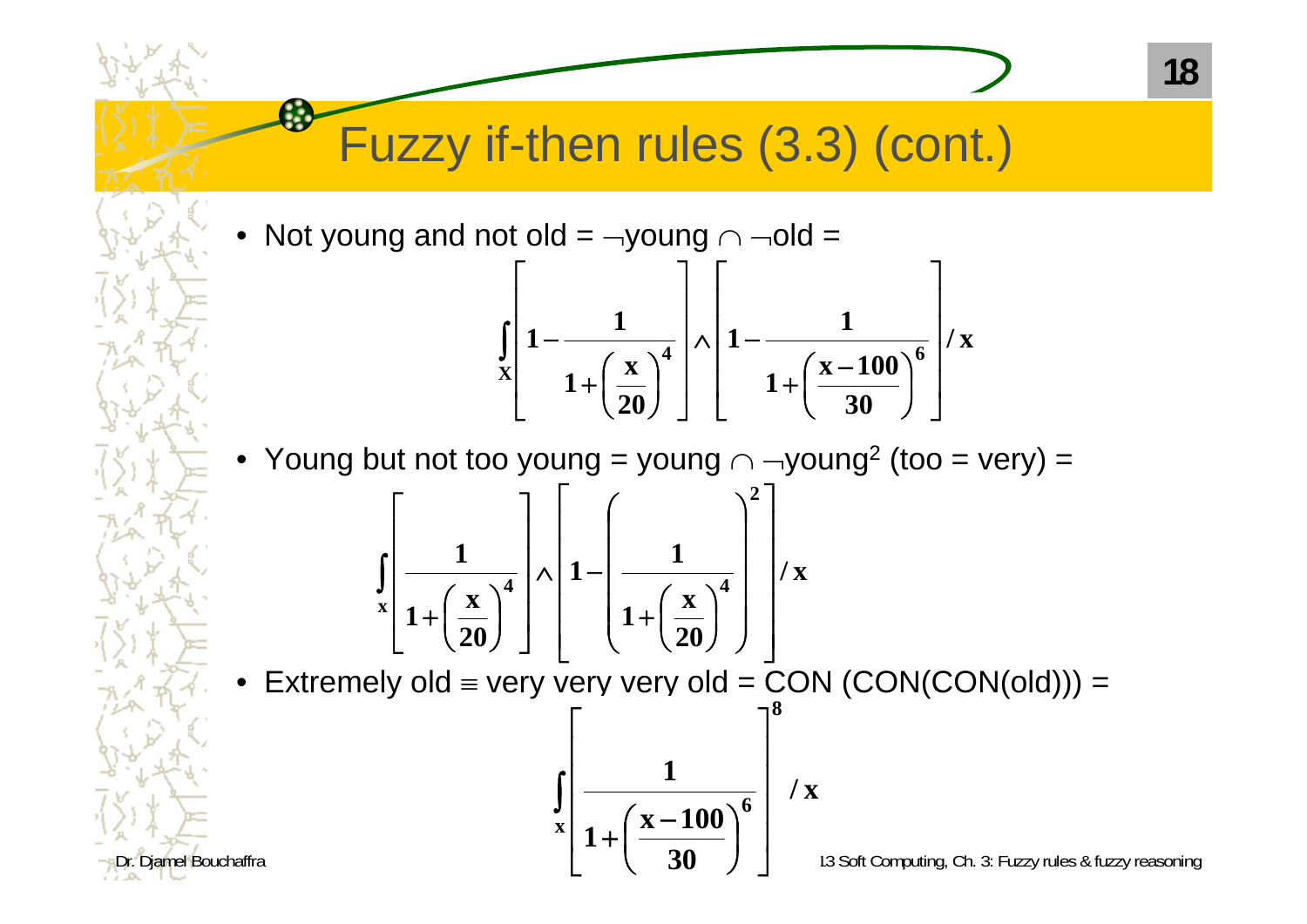# Fuzzy if-then rules (3.3) (cont.)

- Not young and not old = $\neg$young $\cap$ $\neg$old =

$$\int_X \left[1 - \frac{1}{1+\left(\frac{x}{20}\right)^4}\right] \wedge \left[1 - \frac{1}{1+\left(\frac{x-100}{30}\right)^6}\right] / x$$

- Young but not too young = young $\cap$ $\neg$young$^2$ (too = very) =

$$\int_x \left[\frac{1}{1+\left(\frac{x}{20}\right)^4}\right] \wedge \left[1 - \left(\frac{1}{1+\left(\frac{x}{20}\right)^4}\right)^2\right] / x$$

- Extremely old $\equiv$ very very very old = CON (CON(CON(old))) =

$$\int_x \left[\frac{1}{1+\left(\frac{x-100}{30}\right)^6}\right]^8 / x$$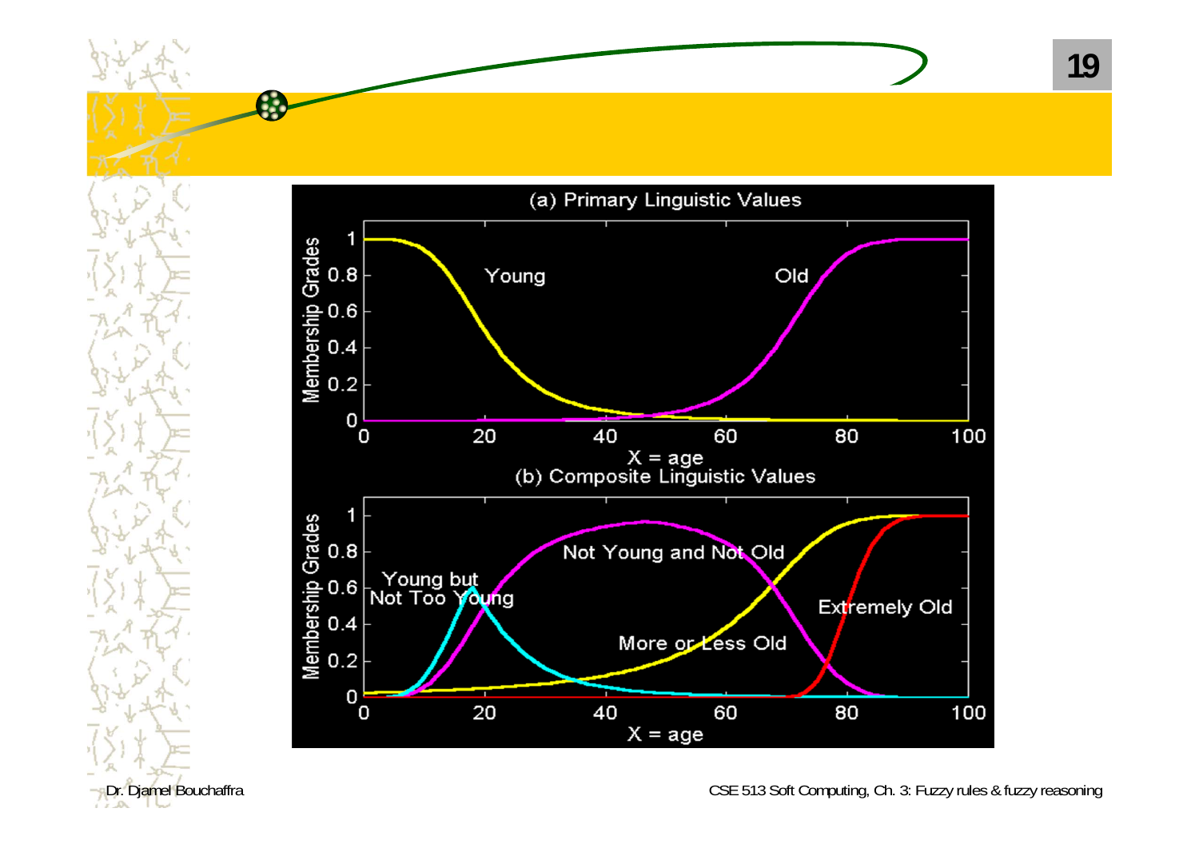(a) Primary Linguistic Values

Membership Grades

Young

Old

X = age

(b) Composite Linguistic Values

Membership Grades

Young but Not Too Young

Not Young and Not Old

More or Less Old

Extremely Old

X = age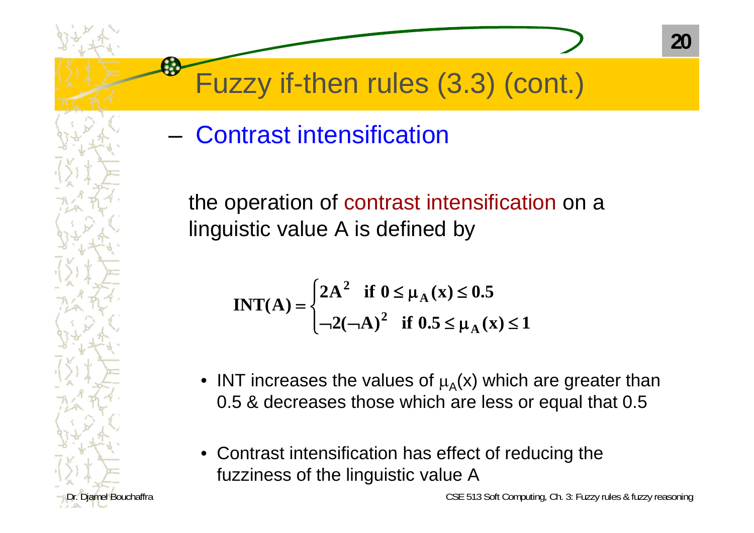# Fuzzy if-then rules (3.3) (cont.)

– Contrast intensification

the operation of contrast intensification on a linguistic value A is defined by

$$\mathbf{INT(A)} = \begin{cases} \mathbf{2A^2} & \textbf{if } \mathbf{0 \le \mu_A(x) \le 0.5} \\ \mathbf{\neg 2(\neg A)^2} & \textbf{if } \mathbf{0.5 \le \mu_A(x) \le 1} \end{cases}$$

- INT increases the values of $\mu_A(x)$ which are greater than 0.5 & decreases those which are less or equal that 0.5
- Contrast intensification has effect of reducing the fuzziness of the linguistic value A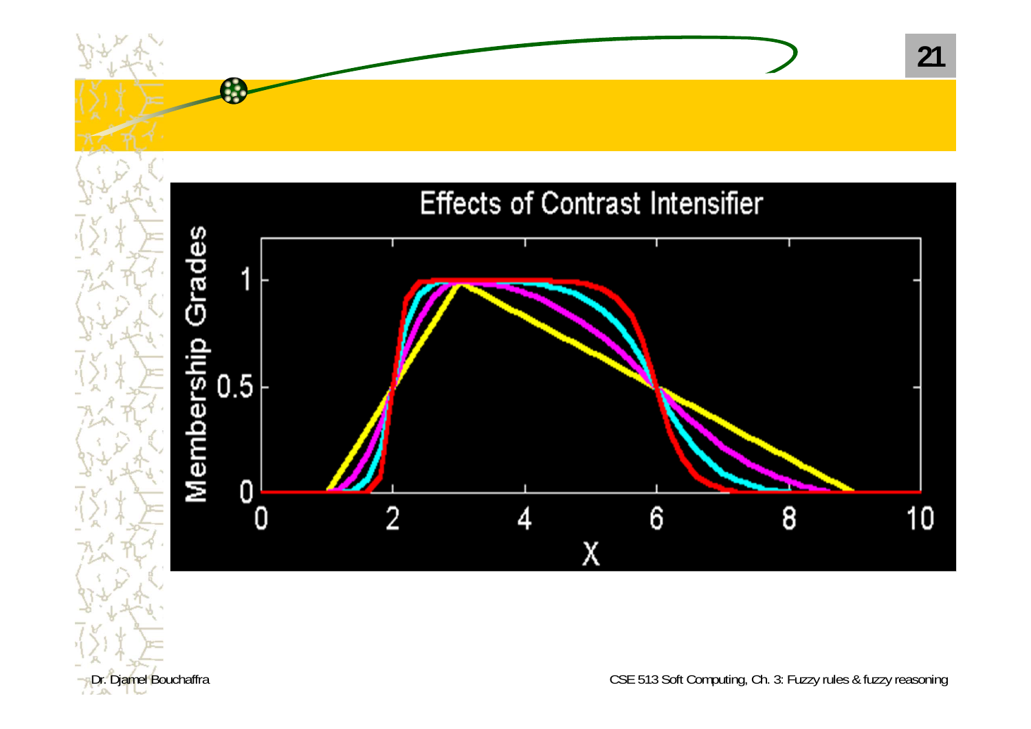Effects of Contrast Intensifier

Membership Grades

1

0.5

0

0
2
4
6
8
10

X